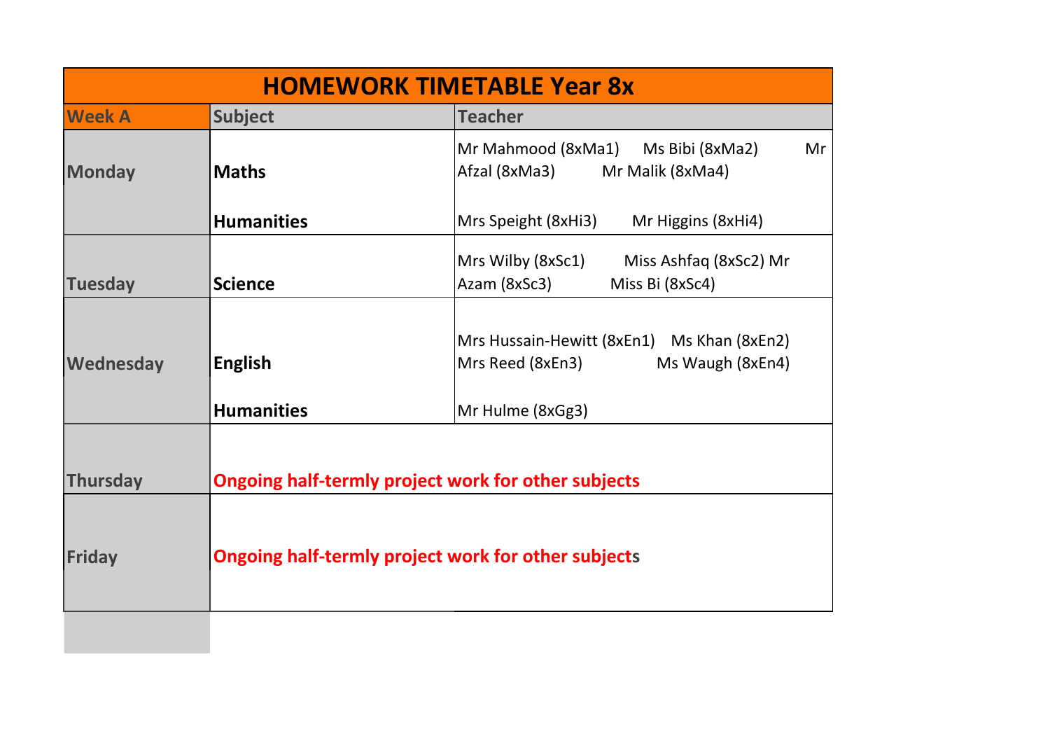| HOMEWORK TIMETABLE Year 8x | | |
|---|---|---|
| **Week A** | **Subject** | **Teacher** |
| **Monday** | **Maths** | Mr Mahmood (8xMa1) Ms Bibi (8xMa2) Mr Afzal (8xMa3) Mr Malik (8xMa4) |
| | **Humanities** | Mrs Speight (8xHi3) Mr Higgins (8xHi4) |
| **Tuesday** | **Science** | Mrs Wilby (8xSc1) Miss Ashfaq (8xSc2) Mr Azam (8xSc3) Miss Bi (8xSc4) |
| **Wednesday** | **English** | Mrs Hussain-Hewitt (8xEn1) Ms Khan (8xEn2) Mrs Reed (8xEn3) Ms Waugh (8xEn4) |
| | **Humanities** | Mr Hulme (8xGg3) |
| **Thursday** | **Ongoing half-termly project work for other subjects** | |
| **Friday** | **Ongoing half-termly project work for other subjects** | |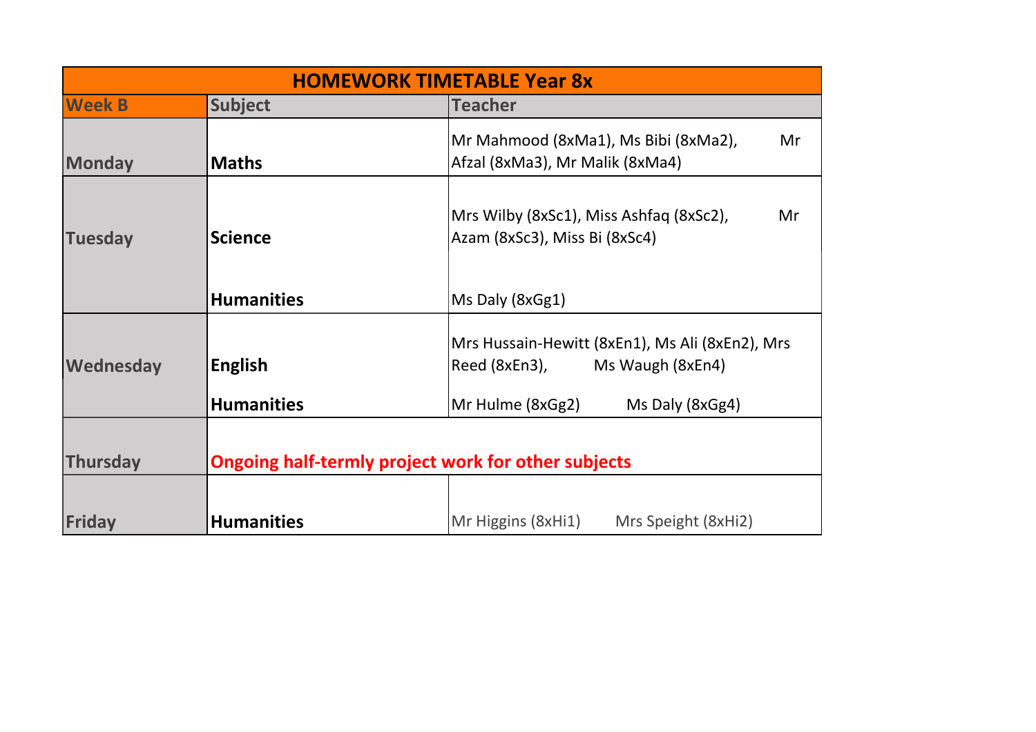| HOMEWORK TIMETABLE Year 8x | | |
|---|---|---|
| **Week B** | **Subject** | **Teacher** |
| **Monday** | **Maths** | Mr Mahmood (8xMa1), Ms Bibi (8xMa2), Mr Afzal (8xMa3), Mr Malik (8xMa4) |
| **Tuesday** | **Science** | Mrs Wilby (8xSc1), Miss Ashfaq (8xSc2), Mr Azam (8xSc3), Miss Bi (8xSc4) |
| | **Humanities** | Ms Daly (8xGg1) |
| **Wednesday** | **English** | Mrs Hussain-Hewitt (8xEn1), Ms Ali (8xEn2), Mrs Reed (8xEn3), Ms Waugh (8xEn4) |
| | **Humanities** | Mr Hulme (8xGg2) Ms Daly (8xGg4) |
| **Thursday** | **Ongoing half-termly project work for other subjects** | |
| **Friday** | **Humanities** | Mr Higgins (8xHi1) Mrs Speight (8xHi2) |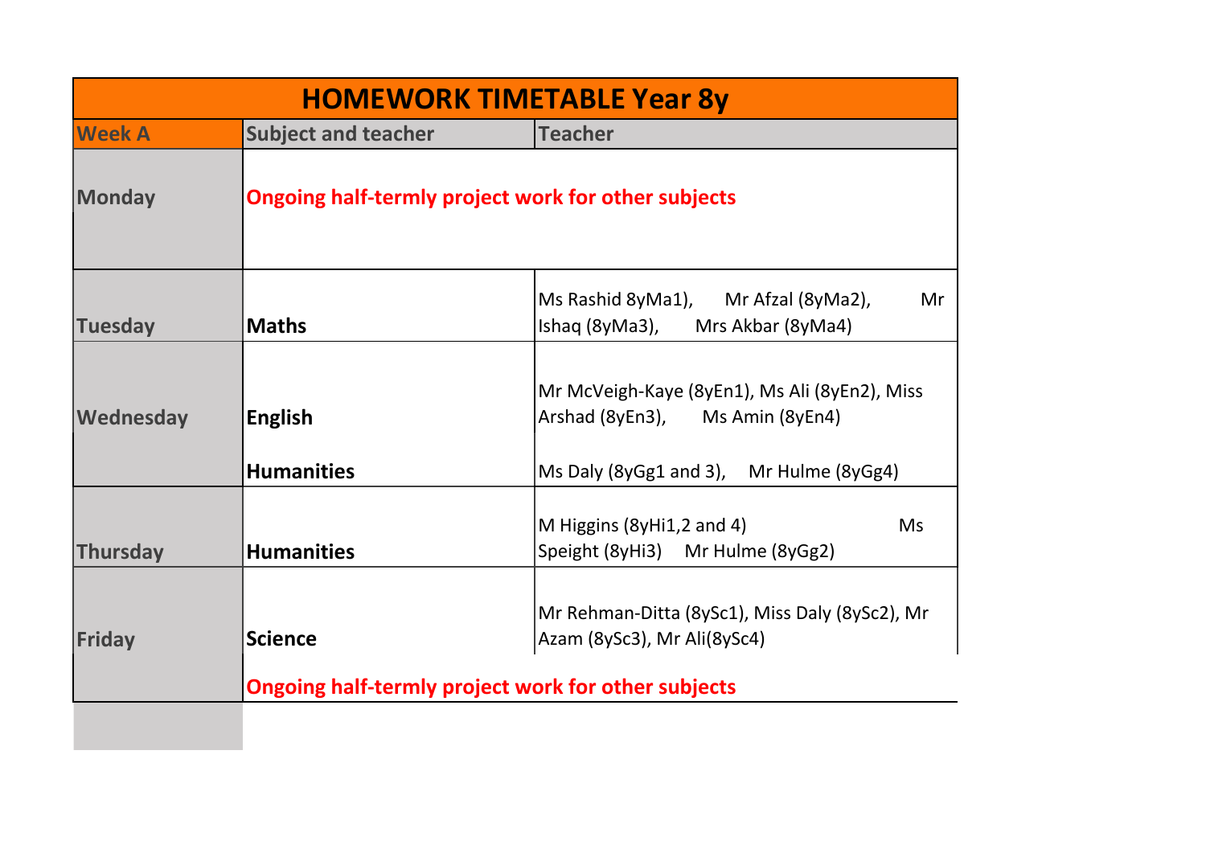# HOMEWORK TIMETABLE Year 8y

| Week A | Subject and teacher | Teacher |
|---|---|---|
| Monday | Ongoing half-termly project work for other subjects | |
| Tuesday | **Maths** | Ms Rashid 8yMa1), Mr Afzal (8yMa2), Mr Ishaq (8yMa3), Mrs Akbar (8yMa4) |
| Wednesday | **English** | Mr McVeigh-Kaye (8yEn1), Ms Ali (8yEn2), Miss Arshad (8yEn3), Ms Amin (8yEn4) |
| | **Humanities** | Ms Daly (8yGg1 and 3), Mr Hulme (8yGg4) |
| Thursday | **Humanities** | M Higgins (8yHi1,2 and 4) Ms Speight (8yHi3) Mr Hulme (8yGg2) |
| Friday | **Science** | Mr Rehman-Ditta (8ySc1), Miss Daly (8ySc2), Mr Azam (8ySc3), Mr Ali(8ySc4) |
| | Ongoing half-termly project work for other subjects | |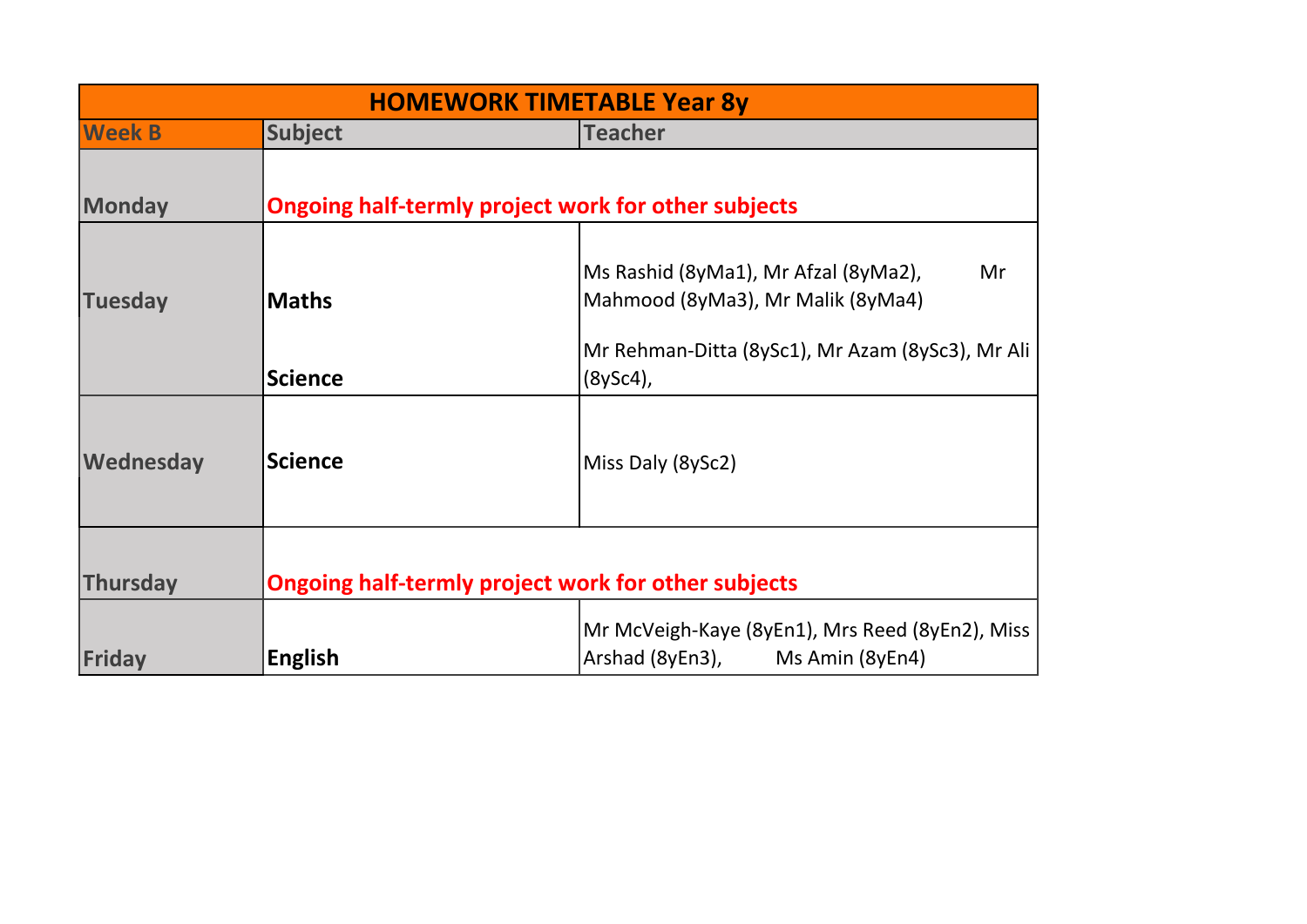| HOMEWORK TIMETABLE Year 8y | | |
|---|---|---|
| **Week B** | **Subject** | **Teacher** |
| **Monday** | **Ongoing half-termly project work for other subjects** | |
| **Tuesday** | **Maths** | Ms Rashid (8yMa1), Mr Afzal (8yMa2), Mr Mahmood (8yMa3), Mr Malik (8yMa4) |
| | **Science** | Mr Rehman-Ditta (8ySc1), Mr Azam (8ySc3), Mr Ali (8ySc4), |
| **Wednesday** | **Science** | Miss Daly (8ySc2) |
| **Thursday** | **Ongoing half-termly project work for other subjects** | |
| **Friday** | **English** | Mr McVeigh-Kaye (8yEn1), Mrs Reed (8yEn2), Miss Arshad (8yEn3), Ms Amin (8yEn4) |